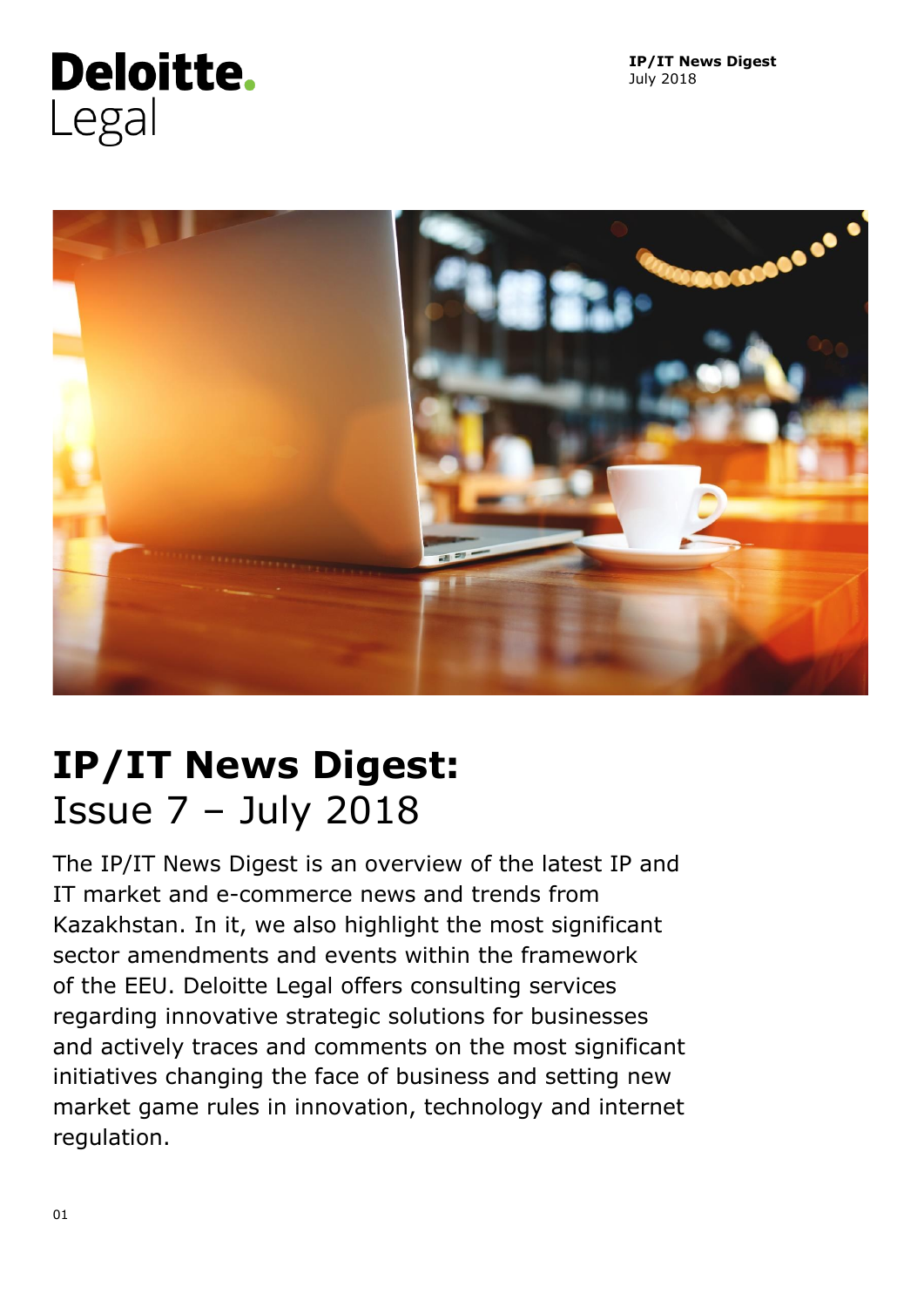Deloitte.
Legal

**IP/IT News Digest**
July 2018

# IP/IT News Digest:
## Issue 7 – July 2018

The IP/IT News Digest is an overview of the latest IP and IT market and e-commerce news and trends from Kazakhstan. In it, we also highlight the most significant sector amendments and events within the framework of the EEU. Deloitte Legal offers consulting services regarding innovative strategic solutions for businesses and actively traces and comments on the most significant initiatives changing the face of business and setting new market game rules in innovation, technology and internet regulation.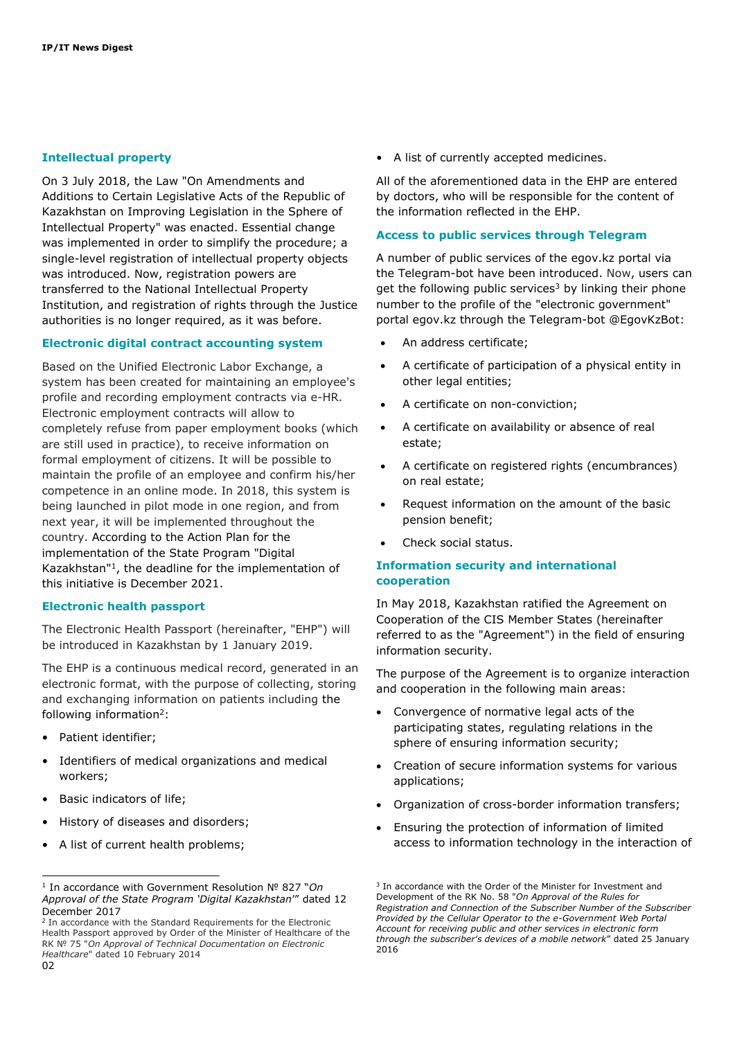## Intellectual property

On 3 July 2018, the Law "On Amendments and Additions to Certain Legislative Acts of the Republic of Kazakhstan on Improving Legislation in the Sphere of Intellectual Property" was enacted. Essential change was implemented in order to simplify the procedure; a single-level registration of intellectual property objects was introduced. Now, registration powers are transferred to the National Intellectual Property Institution, and registration of rights through the Justice authorities is no longer required, as it was before.

## Electronic digital contract accounting system

Based on the Unified Electronic Labor Exchange, a system has been created for maintaining an employee's profile and recording employment contracts via e-HR. Electronic employment contracts will allow to completely refuse from paper employment books (which are still used in practice), to receive information on formal employment of citizens. It will be possible to maintain the profile of an employee and confirm his/her competence in an online mode. In 2018, this system is being launched in pilot mode in one region, and from next year, it will be implemented throughout the country. According to the Action Plan for the implementation of the State Program "Digital Kazakhstan"[1], the deadline for the implementation of this initiative is December 2021.

## Electronic health passport

The Electronic Health Passport (hereinafter, "EHP") will be introduced in Kazakhstan by 1 January 2019.

The EHP is a continuous medical record, generated in an electronic format, with the purpose of collecting, storing and exchanging information on patients including the following information[2]:

- Patient identifier;
- Identifiers of medical organizations and medical workers;
- Basic indicators of life;
- History of diseases and disorders;
- A list of current health problems;
- A list of currently accepted medicines.

All of the aforementioned data in the EHP are entered by doctors, who will be responsible for the content of the information reflected in the EHP.

## Access to public services through Telegram

A number of public services of the egov.kz portal via the Telegram-bot have been introduced. Now, users can get the following public services[3] by linking their phone number to the profile of the "electronic government" portal egov.kz through the Telegram-bot @EgovKzBot:

- An address certificate;
- A certificate of participation of a physical entity in other legal entities;
- A certificate on non-conviction;
- A certificate on availability or absence of real estate;
- A certificate on registered rights (encumbrances) on real estate;
- Request information on the amount of the basic pension benefit;
- Check social status.

## Information security and international cooperation

In May 2018, Kazakhstan ratified the Agreement on Cooperation of the CIS Member States (hereinafter referred to as the "Agreement") in the field of ensuring information security.

The purpose of the Agreement is to organize interaction and cooperation in the following main areas:

- Convergence of normative legal acts of the participating states, regulating relations in the sphere of ensuring information security;
- Creation of secure information systems for various applications;
- Organization of cross-border information transfers;
- Ensuring the protection of information of limited access to information technology in the interaction of

---

[1] In accordance with Government Resolution № 827 "*On Approval of the State Program 'Digital Kazakhstan'*" dated 12 December 2017

[2] In accordance with the Standard Requirements for the Electronic Health Passport approved by Order of the Minister of Healthcare of the RK № 75 "*On Approval of Technical Documentation on Electronic Healthcare*" dated 10 February 2014

[3] In accordance with the Order of the Minister for Investment and Development of the RK No. 58 "*On Approval of the Rules for Registration and Connection of the Subscriber Number of the Subscriber Provided by the Cellular Operator to the e-Government Web Portal Account for receiving public and other services in electronic form through the subscriber's devices of a mobile network*" dated 25 January 2016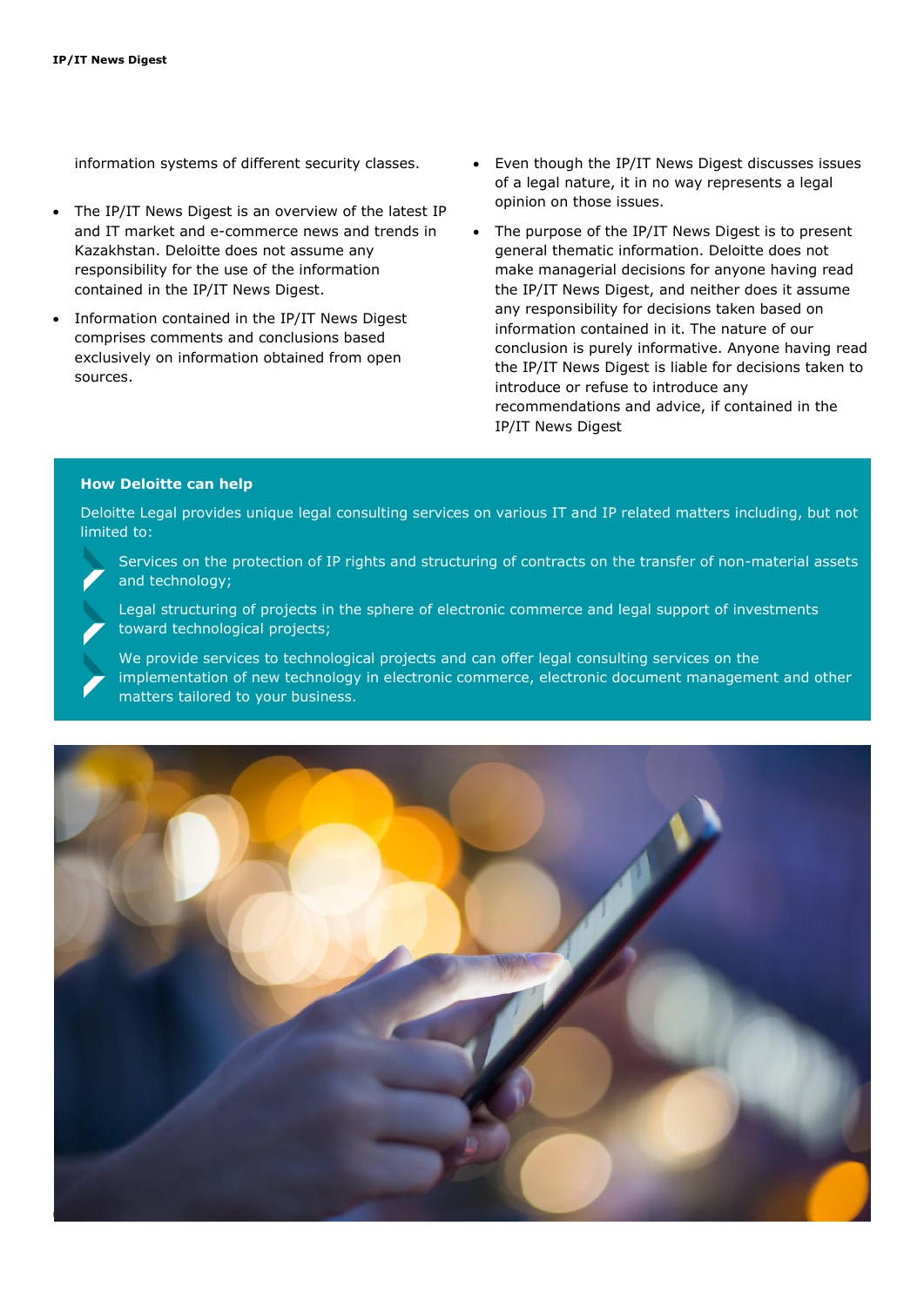information systems of different security classes.

- The IP/IT News Digest is an overview of the latest IP and IT market and e-commerce news and trends in Kazakhstan. Deloitte does not assume any responsibility for the use of the information contained in the IP/IT News Digest.
- Information contained in the IP/IT News Digest comprises comments and conclusions based exclusively on information obtained from open sources.
- Even though the IP/IT News Digest discusses issues of a legal nature, it in no way represents a legal opinion on those issues.
- The purpose of the IP/IT News Digest is to present general thematic information. Deloitte does not make managerial decisions for anyone having read the IP/IT News Digest, and neither does it assume any responsibility for decisions taken based on information contained in it. The nature of our conclusion is purely informative. Anyone having read the IP/IT News Digest is liable for decisions taken to introduce or refuse to introduce any recommendations and advice, if contained in the IP/IT News Digest

### How Deloitte can help

Deloitte Legal provides unique legal consulting services on various IT and IP related matters including, but not limited to:

- Services on the protection of IP rights and structuring of contracts on the transfer of non-material assets and technology;
- Legal structuring of projects in the sphere of electronic commerce and legal support of investments toward technological projects;
- We provide services to technological projects and can offer legal consulting services on the implementation of new technology in electronic commerce, electronic document management and other matters tailored to your business.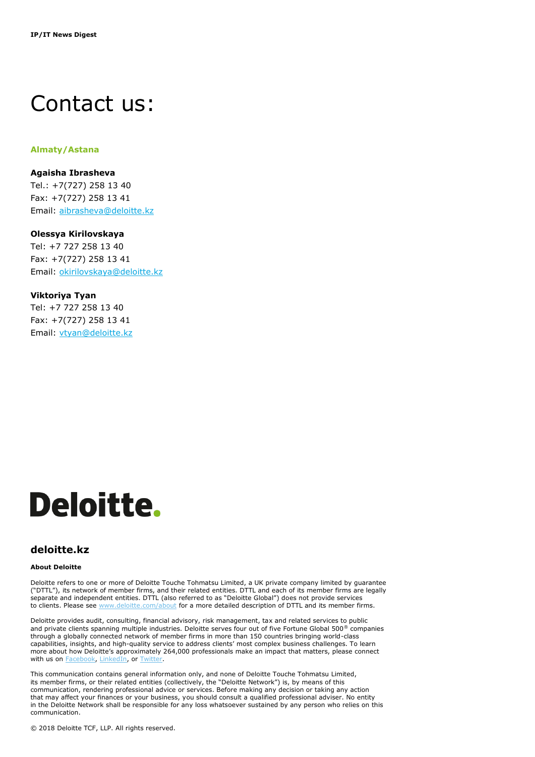# Contact us:

## Almaty/Astana

**Agaisha Ibrasheva**
Tel.: +7(727) 258 13 40
Fax: +7(727) 258 13 41
Email: aibrasheva@deloitte.kz

**Olessya Kirilovskaya**
Tel: +7 727 258 13 40
Fax: +7(727) 258 13 41
Email: okirilovskaya@deloitte.kz

**Viktoriya Tyan**
Tel: +7 727 258 13 40
Fax: +7(727) 258 13 41
Email: vtyan@deloitte.kz

Deloitte.

## deloitte.kz

**About Deloitte**

Deloitte refers to one or more of Deloitte Touche Tohmatsu Limited, a UK private company limited by guarantee ("DTTL"), its network of member firms, and their related entities. DTTL and each of its member firms are legally separate and independent entities. DTTL (also referred to as "Deloitte Global") does not provide services to clients. Please see www.deloitte.com/about for a more detailed description of DTTL and its member firms.

Deloitte provides audit, consulting, financial advisory, risk management, tax and related services to public and private clients spanning multiple industries. Deloitte serves four out of five Fortune Global 500® companies through a globally connected network of member firms in more than 150 countries bringing world-class capabilities, insights, and high-quality service to address clients' most complex business challenges. To learn more about how Deloitte's approximately 264,000 professionals make an impact that matters, please connect with us on Facebook, LinkedIn, or Twitter.

This communication contains general information only, and none of Deloitte Touche Tohmatsu Limited, its member firms, or their related entities (collectively, the "Deloitte Network") is, by means of this communication, rendering professional advice or services. Before making any decision or taking any action that may affect your finances or your business, you should consult a qualified professional adviser. No entity in the Deloitte Network shall be responsible for any loss whatsoever sustained by any person who relies on this communication.

© 2018 Deloitte TCF, LLP. All rights reserved.